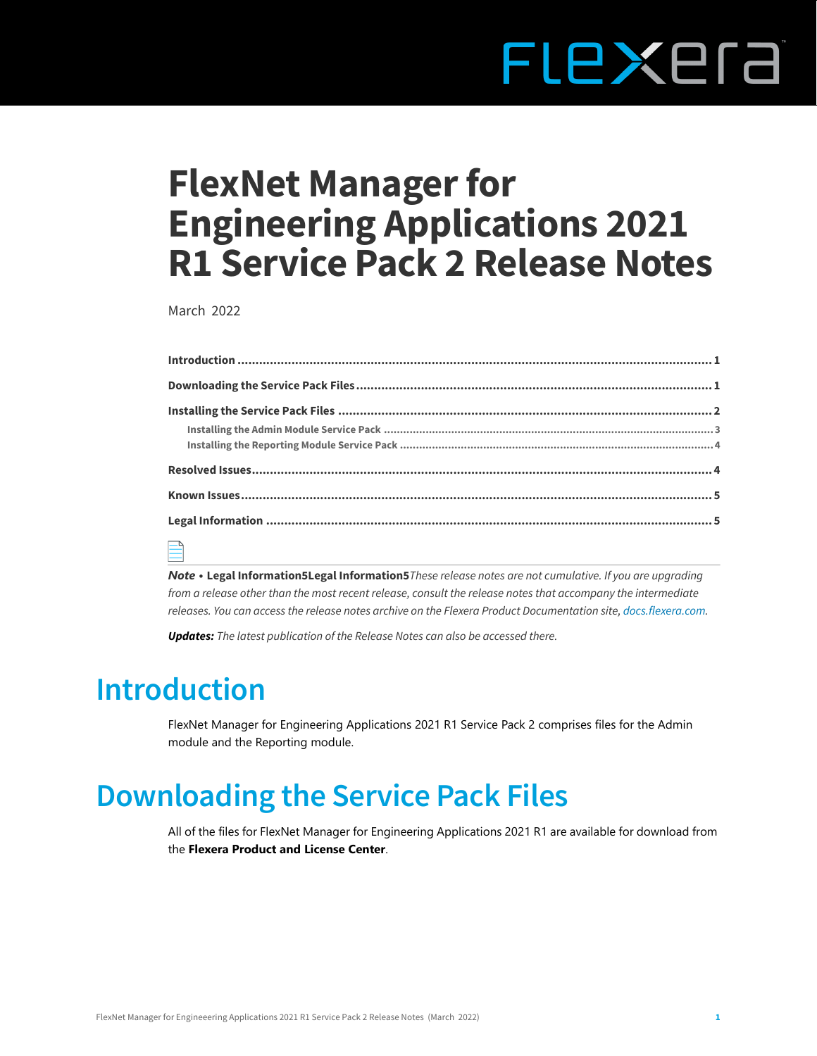# FlexNet Manager for Engineering Applications 2021 R1 Service Pack 2 Release Notes

March 2022

| | |
|---|---|
| **Introduction** | **1** |
| **Downloading the Service Pack Files** | **1** |
| **Installing the Service Pack Files** | **2** |
| Installing the Admin Module Service Pack | 3 |
| Installing the Reporting Module Service Pack | 4 |
| **Resolved Issues** | **4** |
| **Known Issues** | **5** |
| **Legal Information** | **5** |

***Note*** • **Legal Information5Legal Information5***These release notes are not cumulative. If you are upgrading from a release other than the most recent release, consult the release notes that accompany the intermediate releases. You can access the release notes archive on the Flexera Product Documentation site, docs.flexera.com.*

***Updates:*** *The latest publication of the Release Notes can also be accessed there.*

# Introduction

FlexNet Manager for Engineering Applications 2021 R1 Service Pack 2 comprises files for the Admin module and the Reporting module.

# Downloading the Service Pack Files

All of the files for FlexNet Manager for Engineering Applications 2021 R1 are available for download from the **Flexera Product and License Center**.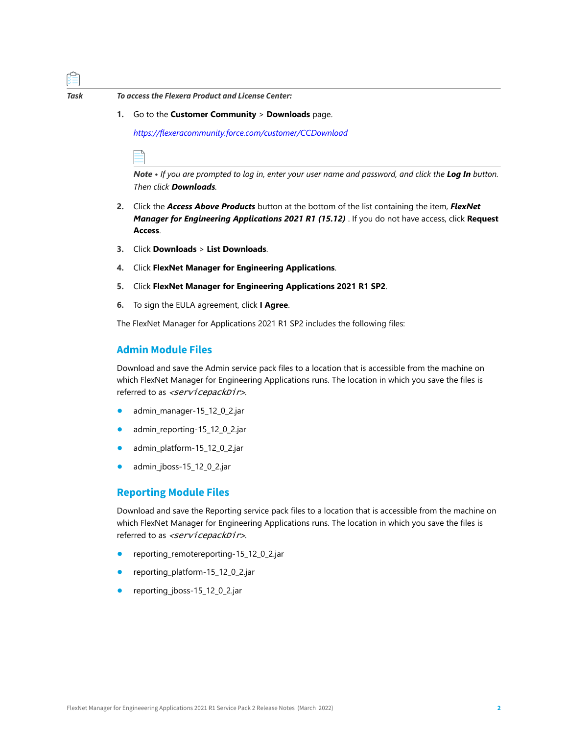*Task* ***To access the Flexera Product and License Center:***

1. Go to the **Customer Community** > **Downloads** page.

   *https://flexeracommunity.force.com/customer/CCDownload*

   ***Note •*** *If you are prompted to log in, enter your user name and password, and click the* ***Log In*** *button. Then click* ***Downloads****.*

2. Click the ***Access Above Products*** button at the bottom of the list containing the item, ***FlexNet Manager for Engineering Applications 2021 R1 (15.12)*** . If you do not have access, click **Request Access**.

3. Click **Downloads** > **List Downloads**.

4. Click **FlexNet Manager for Engineering Applications**.

5. Click **FlexNet Manager for Engineering Applications 2021 R1 SP2**.

6. To sign the EULA agreement, click **I Agree**.

The FlexNet Manager for Applications 2021 R1 SP2 includes the following files:

## Admin Module Files

Download and save the Admin service pack files to a location that is accessible from the machine on which FlexNet Manager for Engineering Applications runs. The location in which you save the files is referred to as *<servicepackDir>*.

- admin_manager-15_12_0_2.jar
- admin_reporting-15_12_0_2.jar
- admin_platform-15_12_0_2.jar
- admin_jboss-15_12_0_2.jar

## Reporting Module Files

Download and save the Reporting service pack files to a location that is accessible from the machine on which FlexNet Manager for Engineering Applications runs. The location in which you save the files is referred to as *<servicepackDir>*.

- reporting_remotereporting-15_12_0_2.jar
- reporting_platform-15_12_0_2.jar
- reporting_jboss-15_12_0_2.jar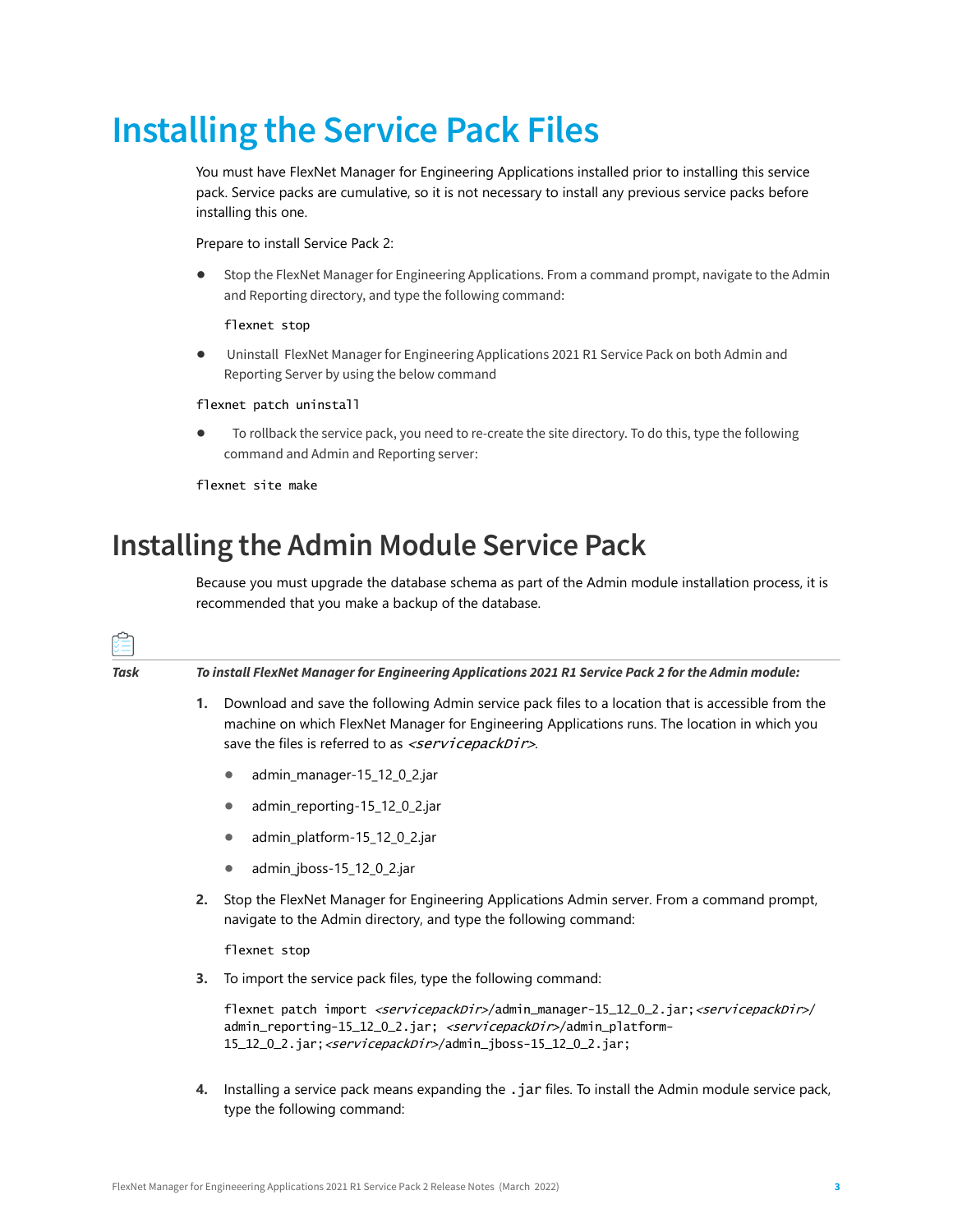# Installing the Service Pack Files

You must have FlexNet Manager for Engineering Applications installed prior to installing this service pack. Service packs are cumulative, so it is not necessary to install any previous service packs before installing this one.

Prepare to install Service Pack 2:

- Stop the FlexNet Manager for Engineering Applications. From a command prompt, navigate to the Admin and Reporting directory, and type the following command:

  ```
  flexnet stop
  ```

- Uninstall FlexNet Manager for Engineering Applications 2021 R1 Service Pack on both Admin and Reporting Server by using the below command

```
flexnet patch uninstall
```

- To rollback the service pack, you need to re-create the site directory. To do this, type the following command and Admin and Reporting server:

```
flexnet site make
```

## Installing the Admin Module Service Pack

Because you must upgrade the database schema as part of the Admin module installation process, it is recommended that you make a backup of the database.

**Task** ***To install FlexNet Manager for Engineering Applications 2021 R1 Service Pack 2 for the Admin module:***

1. Download and save the following Admin service pack files to a location that is accessible from the machine on which FlexNet Manager for Engineering Applications runs. The location in which you save the files is referred to as *<servicepackDir>*.
   - admin_manager-15_12_0_2.jar
   - admin_reporting-15_12_0_2.jar
   - admin_platform-15_12_0_2.jar
   - admin_jboss-15_12_0_2.jar
2. Stop the FlexNet Manager for Engineering Applications Admin server. From a command prompt, navigate to the Admin directory, and type the following command:

   ```
   flexnet stop
   ```

3. To import the service pack files, type the following command:

   ```
   flexnet patch import <servicepackDir>/admin_manager-15_12_0_2.jar;<servicepackDir>/
   admin_reporting-15_12_0_2.jar; <servicepackDir>/admin_platform-
   15_12_0_2.jar;<servicepackDir>/admin_jboss-15_12_0_2.jar;
   ```

4. Installing a service pack means expanding the `.jar` files. To install the Admin module service pack, type the following command: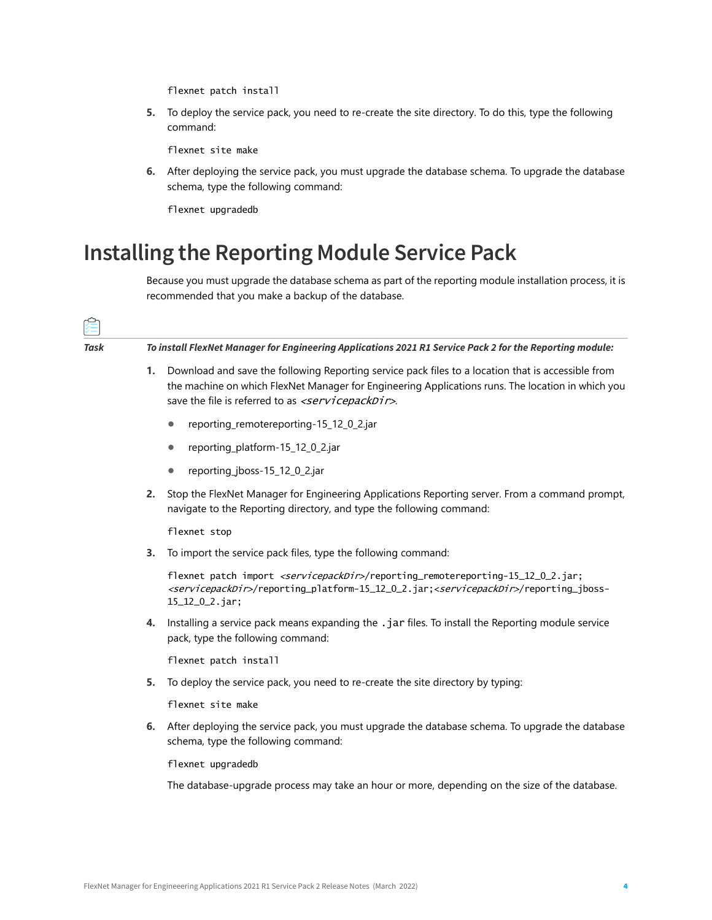```
flexnet patch install
```

5. To deploy the service pack, you need to re-create the site directory. To do this, type the following command:

```
flexnet site make
```

6. After deploying the service pack, you must upgrade the database schema. To upgrade the database schema, type the following command:

```
flexnet upgradedb
```

# Installing the Reporting Module Service Pack

Because you must upgrade the database schema as part of the reporting module installation process, it is recommended that you make a backup of the database.

**Task** ***To install FlexNet Manager for Engineering Applications 2021 R1 Service Pack 2 for the Reporting module:***

1. Download and save the following Reporting service pack files to a location that is accessible from the machine on which FlexNet Manager for Engineering Applications runs. The location in which you save the file is referred to as *<servicepackDir>*.
   - reporting_remotereporting-15_12_0_2.jar
   - reporting_platform-15_12_0_2.jar
   - reporting_jboss-15_12_0_2.jar
2. Stop the FlexNet Manager for Engineering Applications Reporting server. From a command prompt, navigate to the Reporting directory, and type the following command:

```
flexnet stop
```

3. To import the service pack files, type the following command:

```
flexnet patch import <servicepackDir>/reporting_remotereporting-15_12_0_2.jar;
<servicepackDir>/reporting_platform-15_12_0_2.jar;<servicepackDir>/reporting_jboss-
15_12_0_2.jar;
```

4. Installing a service pack means expanding the `.jar` files. To install the Reporting module service pack, type the following command:

```
flexnet patch install
```

5. To deploy the service pack, you need to re-create the site directory by typing:

```
flexnet site make
```

6. After deploying the service pack, you must upgrade the database schema. To upgrade the database schema, type the following command:

```
flexnet upgradedb
```

The database-upgrade process may take an hour or more, depending on the size of the database.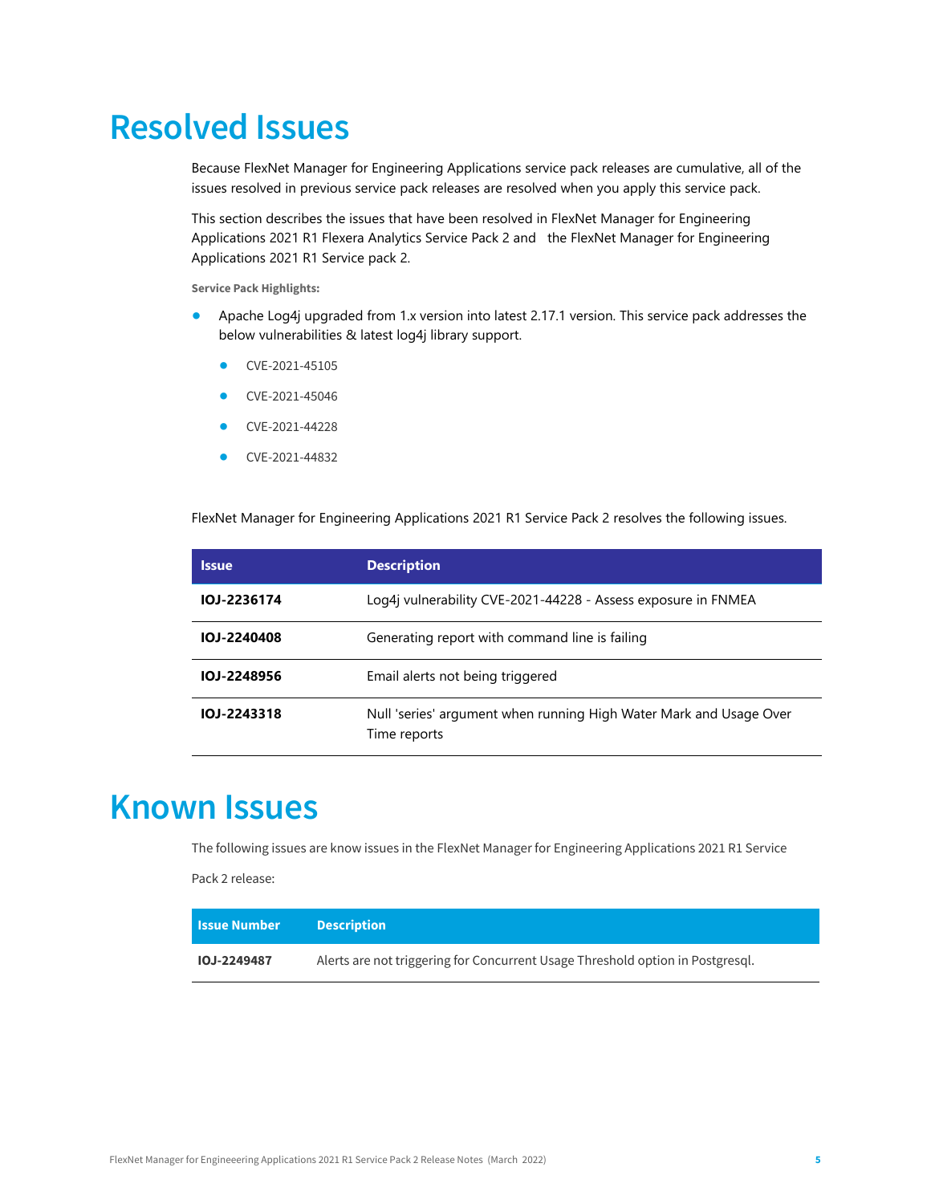# Resolved Issues

Because FlexNet Manager for Engineering Applications service pack releases are cumulative, all of the issues resolved in previous service pack releases are resolved when you apply this service pack.

This section describes the issues that have been resolved in FlexNet Manager for Engineering Applications 2021 R1 Flexera Analytics Service Pack 2 and  the FlexNet Manager for Engineering Applications 2021 R1 Service pack 2.

**Service Pack Highlights:**

- Apache Log4j upgraded from 1.x version into latest 2.17.1 version. This service pack addresses the below vulnerabilities & latest log4j library support.
    - CVE-2021-45105
    - CVE-2021-45046
    - CVE-2021-44228
    - CVE-2021-44832

FlexNet Manager for Engineering Applications 2021 R1 Service Pack 2 resolves the following issues.

| Issue | Description |
| --- | --- |
| **IOJ-2236174** | Log4j vulnerability CVE-2021-44228 - Assess exposure in FNMEA |
| **IOJ-2240408** | Generating report with command line is failing |
| **IOJ-2248956** | Email alerts not being triggered |
| **IOJ-2243318** | Null 'series' argument when running High Water Mark and Usage Over Time reports |

# Known Issues

The following issues are know issues in the FlexNet Manager for Engineering Applications 2021 R1 Service Pack 2 release:

| Issue Number | Description |
| --- | --- |
| **IOJ-2249487** | Alerts are not triggering for Concurrent Usage Threshold option in Postgresql. |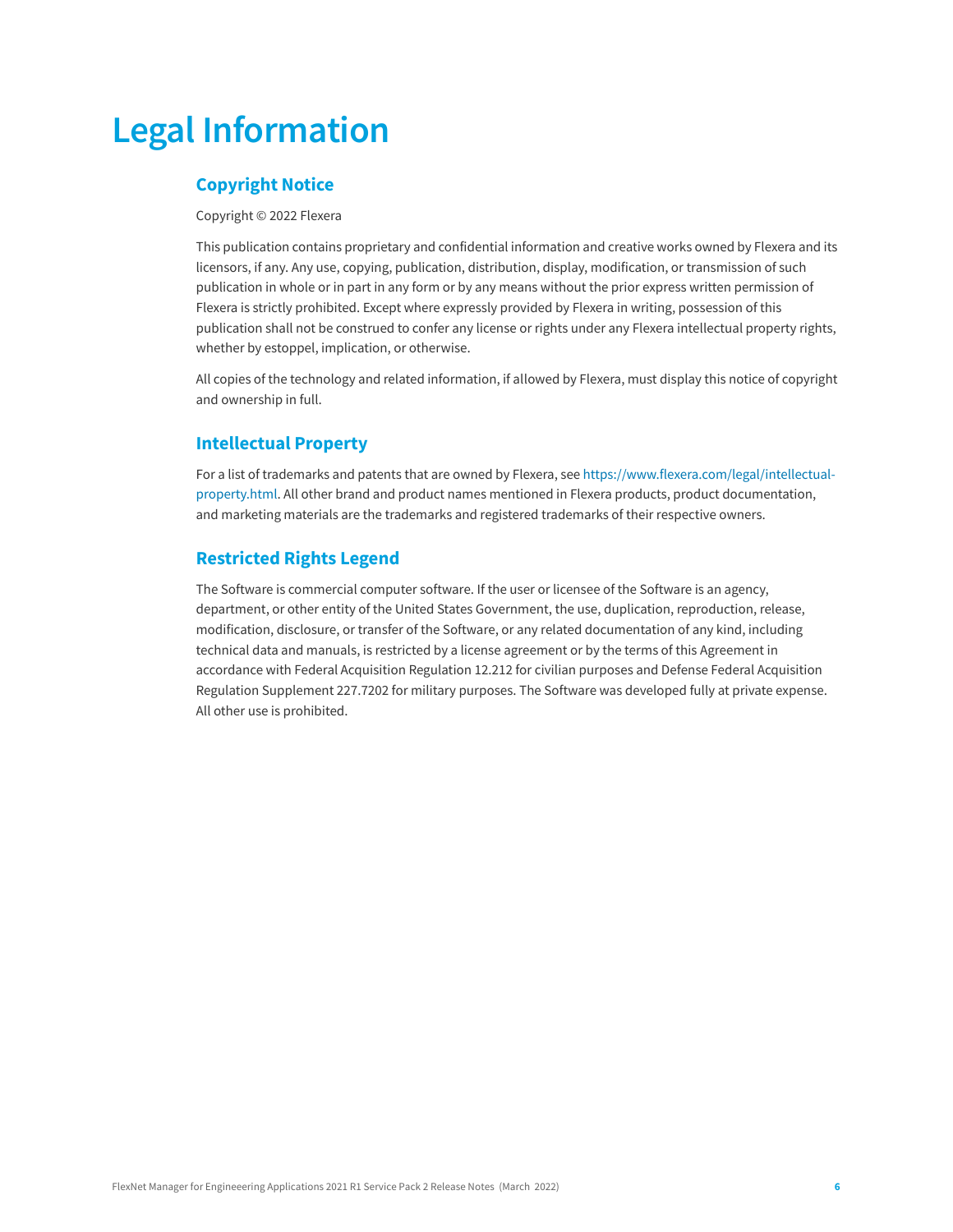# Legal Information

## Copyright Notice

Copyright © 2022 Flexera

This publication contains proprietary and confidential information and creative works owned by Flexera and its licensors, if any. Any use, copying, publication, distribution, display, modification, or transmission of such publication in whole or in part in any form or by any means without the prior express written permission of Flexera is strictly prohibited. Except where expressly provided by Flexera in writing, possession of this publication shall not be construed to confer any license or rights under any Flexera intellectual property rights, whether by estoppel, implication, or otherwise.

All copies of the technology and related information, if allowed by Flexera, must display this notice of copyright and ownership in full.

## Intellectual Property

For a list of trademarks and patents that are owned by Flexera, see https://www.flexera.com/legal/intellectual-property.html. All other brand and product names mentioned in Flexera products, product documentation, and marketing materials are the trademarks and registered trademarks of their respective owners.

## Restricted Rights Legend

The Software is commercial computer software. If the user or licensee of the Software is an agency, department, or other entity of the United States Government, the use, duplication, reproduction, release, modification, disclosure, or transfer of the Software, or any related documentation of any kind, including technical data and manuals, is restricted by a license agreement or by the terms of this Agreement in accordance with Federal Acquisition Regulation 12.212 for civilian purposes and Defense Federal Acquisition Regulation Supplement 227.7202 for military purposes. The Software was developed fully at private expense. All other use is prohibited.